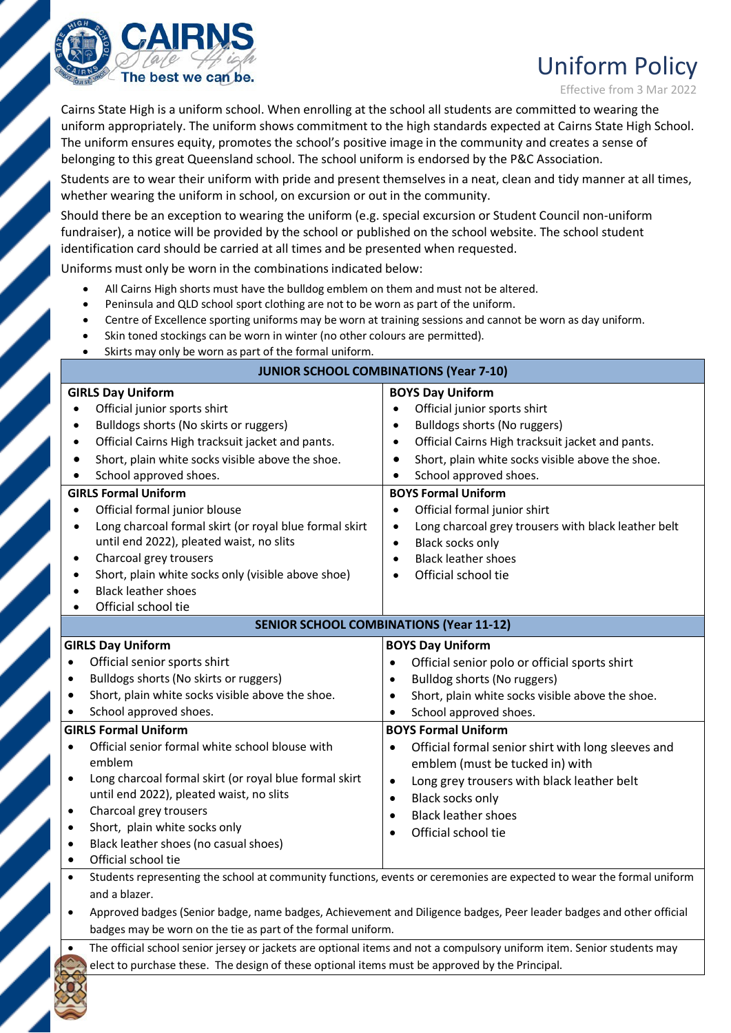# Uniform Policy

Effective from 3 Mar 2022

Cairns State High is a uniform school. When enrolling at the school all students are committed to wearing the uniform appropriately. The uniform shows commitment to the high standards expected at Cairns State High School. The uniform ensures equity, promotes the school's positive image in the community and creates a sense of belonging to this great Queensland school. The school uniform is endorsed by the P&C Association.

Students are to wear their uniform with pride and present themselves in a neat, clean and tidy manner at all times, whether wearing the uniform in school, on excursion or out in the community.

Should there be an exception to wearing the uniform (e.g. special excursion or Student Council non-uniform fundraiser), a notice will be provided by the school or published on the school website. The school student identification card should be carried at all times and be presented when requested.

Uniforms must only be worn in the combinations indicated below:

- All Cairns High shorts must have the bulldog emblem on them and must not be altered.
- Peninsula and QLD school sport clothing are not to be worn as part of the uniform.
- Centre of Excellence sporting uniforms may be worn at training sessions and cannot be worn as day uniform.
- Skin toned stockings can be worn in winter (no other colours are permitted).
- Skirts may only be worn as part of the formal uniform.

| **JUNIOR SCHOOL COMBINATIONS (Year 7-10)** | |
|---|---|
| **GIRLS Day Uniform**<br>• Official junior sports shirt<br>• Bulldogs shorts (No skirts or ruggers)<br>• Official Cairns High tracksuit jacket and pants.<br>• Short, plain white socks visible above the shoe.<br>• School approved shoes. | **BOYS Day Uniform**<br>• Official junior sports shirt<br>• Bulldogs shorts (No ruggers)<br>• Official Cairns High tracksuit jacket and pants.<br>• Short, plain white socks visible above the shoe.<br>• School approved shoes. |
| **GIRLS Formal Uniform**<br>• Official formal junior blouse<br>• Long charcoal formal skirt (or royal blue formal skirt until end 2022), pleated waist, no slits<br>• Charcoal grey trousers<br>• Short, plain white socks only (visible above shoe)<br>• Black leather shoes<br>• Official school tie | **BOYS Formal Uniform**<br>• Official formal junior shirt<br>• Long charcoal grey trousers with black leather belt<br>• Black socks only<br>• Black leather shoes<br>• Official school tie |
| **SENIOR SCHOOL COMBINATIONS (Year 11-12)** | |
| **GIRLS Day Uniform**<br>• Official senior sports shirt<br>• Bulldogs shorts (No skirts or ruggers)<br>• Short, plain white socks visible above the shoe.<br>• School approved shoes. | **BOYS Day Uniform**<br>• Official senior polo or official sports shirt<br>• Bulldog shorts (No ruggers)<br>• Short, plain white socks visible above the shoe.<br>• School approved shoes. |
| **GIRLS Formal Uniform**<br>• Official senior formal white school blouse with emblem<br>• Long charcoal formal skirt (or royal blue formal skirt until end 2022), pleated waist, no slits<br>• Charcoal grey trousers<br>• Short, plain white socks only<br>• Black leather shoes (no casual shoes)<br>• Official school tie | **BOYS Formal Uniform**<br>• Official formal senior shirt with long sleeves and emblem (must be tucked in) with<br>• Long grey trousers with black leather belt<br>• Black socks only<br>• Black leather shoes<br>• Official school tie |

- Students representing the school at community functions, events or ceremonies are expected to wear the formal uniform and a blazer.
- Approved badges (Senior badge, name badges, Achievement and Diligence badges, Peer leader badges and other official badges may be worn on the tie as part of the formal uniform.
- The official school senior jersey or jackets are optional items and not a compulsory uniform item. Senior students may elect to purchase these. The design of these optional items must be approved by the Principal.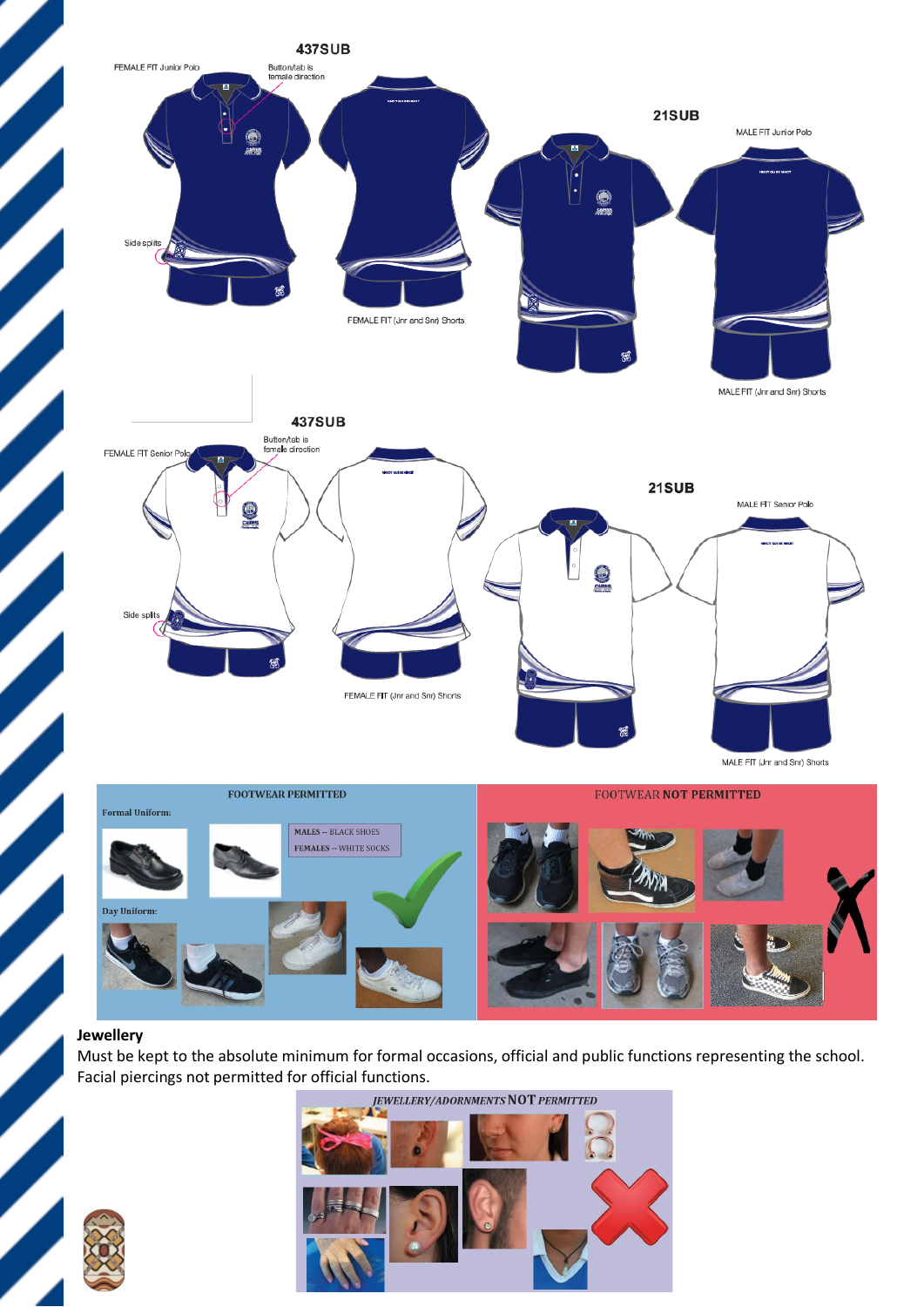437SUB

FEMALE FIT Junior Polo

Button/tab is female direction

Side splits

FEMALE FIT (Jnr and Snr) Shorts

21SUB

MALE FIT Junior Polo

MALE FIT (Jnr and Snr) Shorts

437SUB

FEMALE FIT Senior Polo

Button/tab is female direction

Side splits

FEMALE FIT (Jnr and Snr) Shorts

21SUB

MALE FIT Senior Polo

MALE FIT (Jnr and Snr) Shorts

FOOTWEAR PERMITTED

Formal Uniform:

MALES – BLACK SHOES
FEMALES – WHITE SOCKS

Day Uniform:

FOOTWEAR **NOT** PERMITTED

**Jewellery**

Must be kept to the absolute minimum for formal occasions, official and public functions representing the school. Facial piercings not permitted for official functions.

*JEWELLERY/ADORNMENTS* **NOT** *PERMITTED*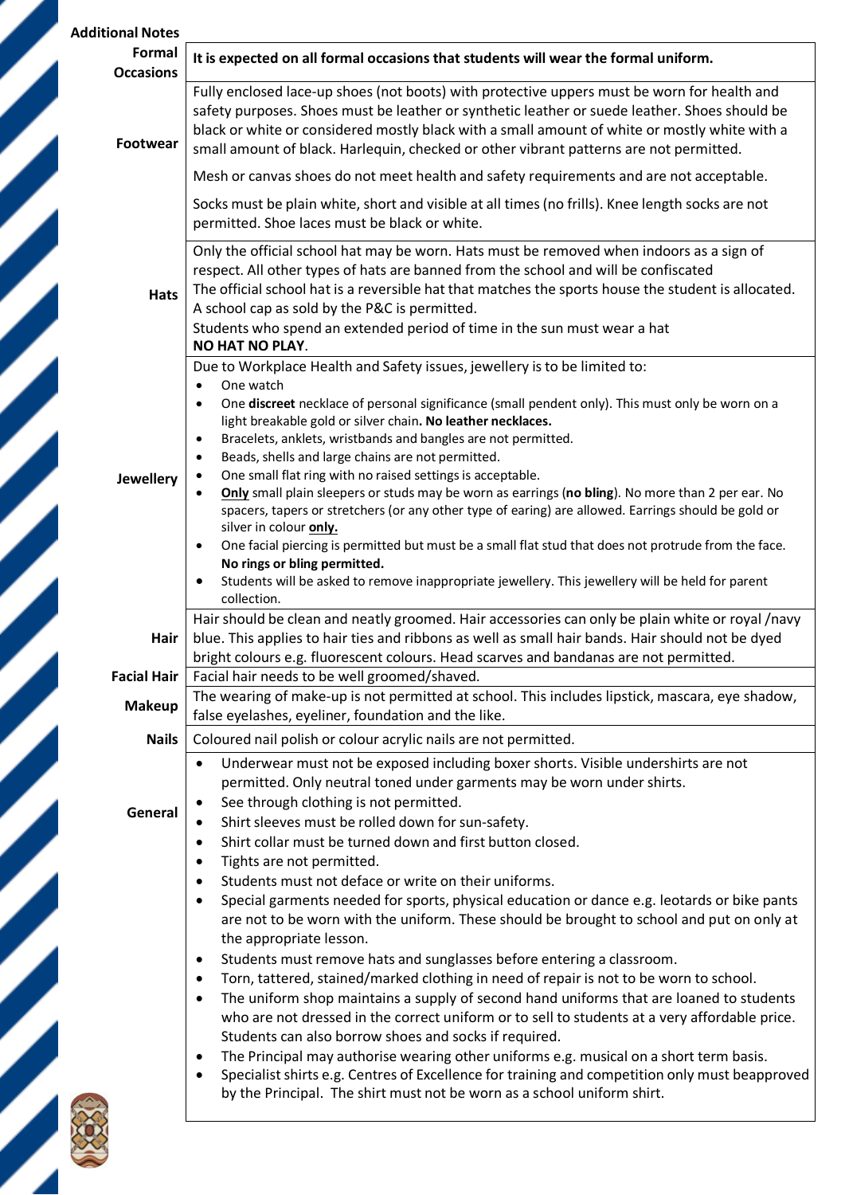## Additional Notes

| | |
|---|---|
| **Formal Occasions** | **It is expected on all formal occasions that students will wear the formal uniform.** |
| **Footwear** | Fully enclosed lace-up shoes (not boots) with protective uppers must be worn for health and safety purposes. Shoes must be leather or synthetic leather or suede leather. Shoes should be black or white or considered mostly black with a small amount of white or mostly white with a small amount of black. Harlequin, checked or other vibrant patterns are not permitted.<br><br>Mesh or canvas shoes do not meet health and safety requirements and are not acceptable.<br><br>Socks must be plain white, short and visible at all times (no frills). Knee length socks are not permitted. Shoe laces must be black or white. |
| **Hats** | Only the official school hat may be worn. Hats must be removed when indoors as a sign of respect. All other types of hats are banned from the school and will be confiscated<br>The official school hat is a reversible hat that matches the sports house the student is allocated.<br>A school cap as sold by the P&C is permitted.<br>Students who spend an extended period of time in the sun must wear a hat<br>**NO HAT NO PLAY**. |
| **Jewellery** | Due to Workplace Health and Safety issues, jewellery is to be limited to:<br>• One watch<br>• One **discreet** necklace of personal significance (small pendent only). This must only be worn on a light breakable gold or silver chain**. No leather necklaces.**<br>• Bracelets, anklets, wristbands and bangles are not permitted.<br>• Beads, shells and large chains are not permitted.<br>• One small flat ring with no raised settings is acceptable.<br>• **Only** small plain sleepers or studs may be worn as earrings (**no bling**). No more than 2 per ear. No spacers, tapers or stretchers (or any other type of earing) are allowed. Earrings should be gold or silver in colour **only.**<br>• One facial piercing is permitted but must be a small flat stud that does not protrude from the face. **No rings or bling permitted.**<br>• Students will be asked to remove inappropriate jewellery. This jewellery will be held for parent collection. |
| **Hair** | Hair should be clean and neatly groomed. Hair accessories can only be plain white or royal /navy blue. This applies to hair ties and ribbons as well as small hair bands. Hair should not be dyed bright colours e.g. fluorescent colours. Head scarves and bandanas are not permitted. |
| **Facial Hair** | Facial hair needs to be well groomed/shaved. |
| **Makeup** | The wearing of make-up is not permitted at school. This includes lipstick, mascara, eye shadow, false eyelashes, eyeliner, foundation and the like. |
| **Nails** | Coloured nail polish or colour acrylic nails are not permitted. |
| **General** | • Underwear must not be exposed including boxer shorts. Visible undershirts are not permitted. Only neutral toned under garments may be worn under shirts.<br>• See through clothing is not permitted.<br>• Shirt sleeves must be rolled down for sun-safety.<br>• Shirt collar must be turned down and first button closed.<br>• Tights are not permitted.<br>• Students must not deface or write on their uniforms.<br>• Special garments needed for sports, physical education or dance e.g. leotards or bike pants are not to be worn with the uniform. These should be brought to school and put on only at the appropriate lesson.<br>• Students must remove hats and sunglasses before entering a classroom.<br>• Torn, tattered, stained/marked clothing in need of repair is not to be worn to school.<br>• The uniform shop maintains a supply of second hand uniforms that are loaned to students who are not dressed in the correct uniform or to sell to students at a very affordable price. Students can also borrow shoes and socks if required.<br>• The Principal may authorise wearing other uniforms e.g. musical on a short term basis.<br>• Specialist shirts e.g. Centres of Excellence for training and competition only must beapproved by the Principal. The shirt must not be worn as a school uniform shirt. |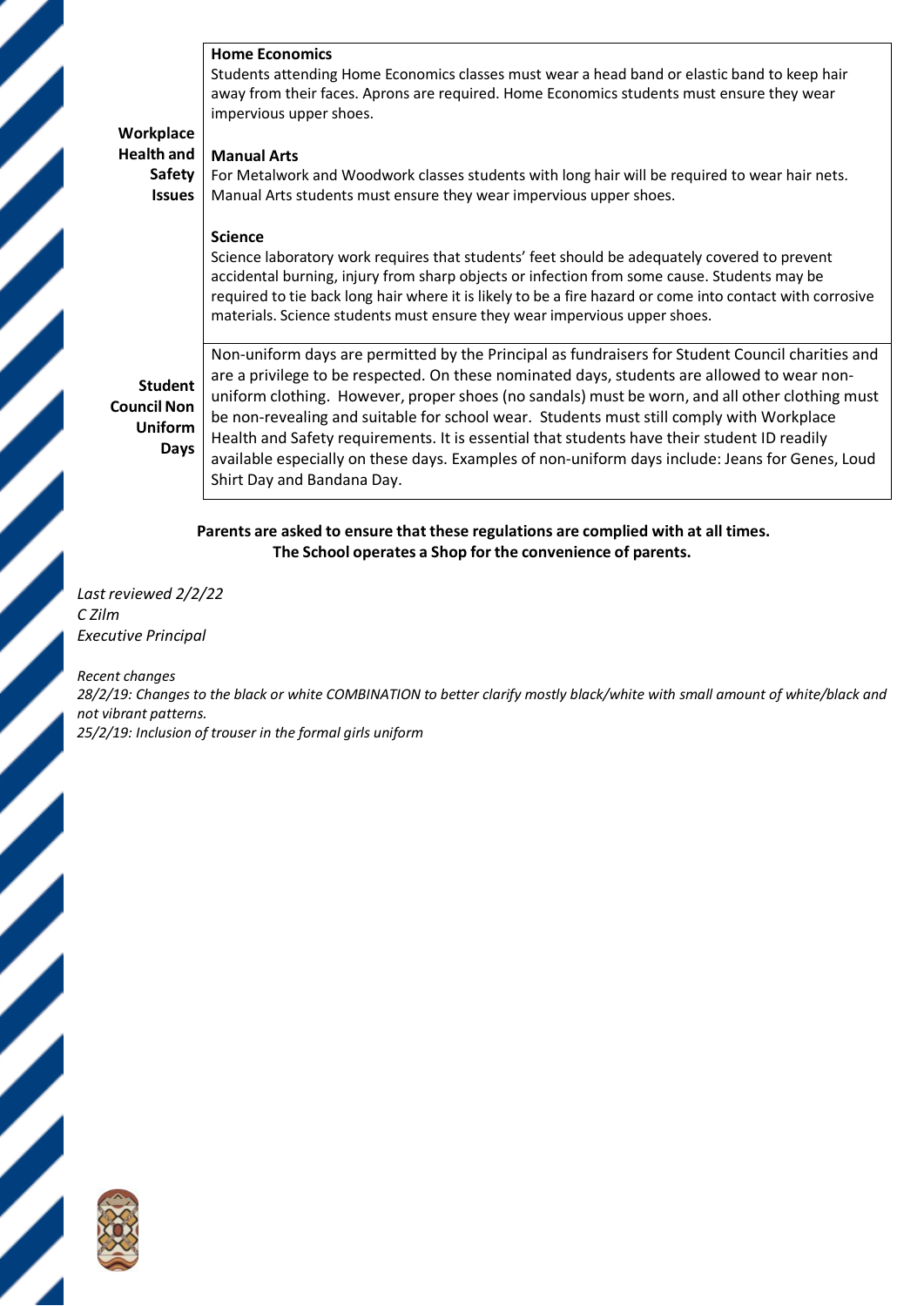| | |
|---|---|
| **Workplace Health and Safety Issues** | **Home Economics**<br>Students attending Home Economics classes must wear a head band or elastic band to keep hair away from their faces. Aprons are required. Home Economics students must ensure they wear impervious upper shoes.<br><br>**Manual Arts**<br>For Metalwork and Woodwork classes students with long hair will be required to wear hair nets. Manual Arts students must ensure they wear impervious upper shoes.<br><br>**Science**<br>Science laboratory work requires that students' feet should be adequately covered to prevent accidental burning, injury from sharp objects or infection from some cause. Students may be required to tie back long hair where it is likely to be a fire hazard or come into contact with corrosive materials. Science students must ensure they wear impervious upper shoes. |
| **Student Council Non Uniform Days** | Non-uniform days are permitted by the Principal as fundraisers for Student Council charities and are a privilege to be respected. On these nominated days, students are allowed to wear non-uniform clothing. However, proper shoes (no sandals) must be worn, and all other clothing must be non-revealing and suitable for school wear. Students must still comply with Workplace Health and Safety requirements. It is essential that students have their student ID readily available especially on these days. Examples of non-uniform days include: Jeans for Genes, Loud Shirt Day and Bandana Day. |

**Parents are asked to ensure that these regulations are complied with at all times.**
**The School operates a Shop for the convenience of parents.**

*Last reviewed 2/2/22*
*C Zilm*
*Executive Principal*

*Recent changes*
*28/2/19: Changes to the black or white COMBINATION to better clarify mostly black/white with small amount of white/black and not vibrant patterns.*
*25/2/19: Inclusion of trouser in the formal girls uniform*